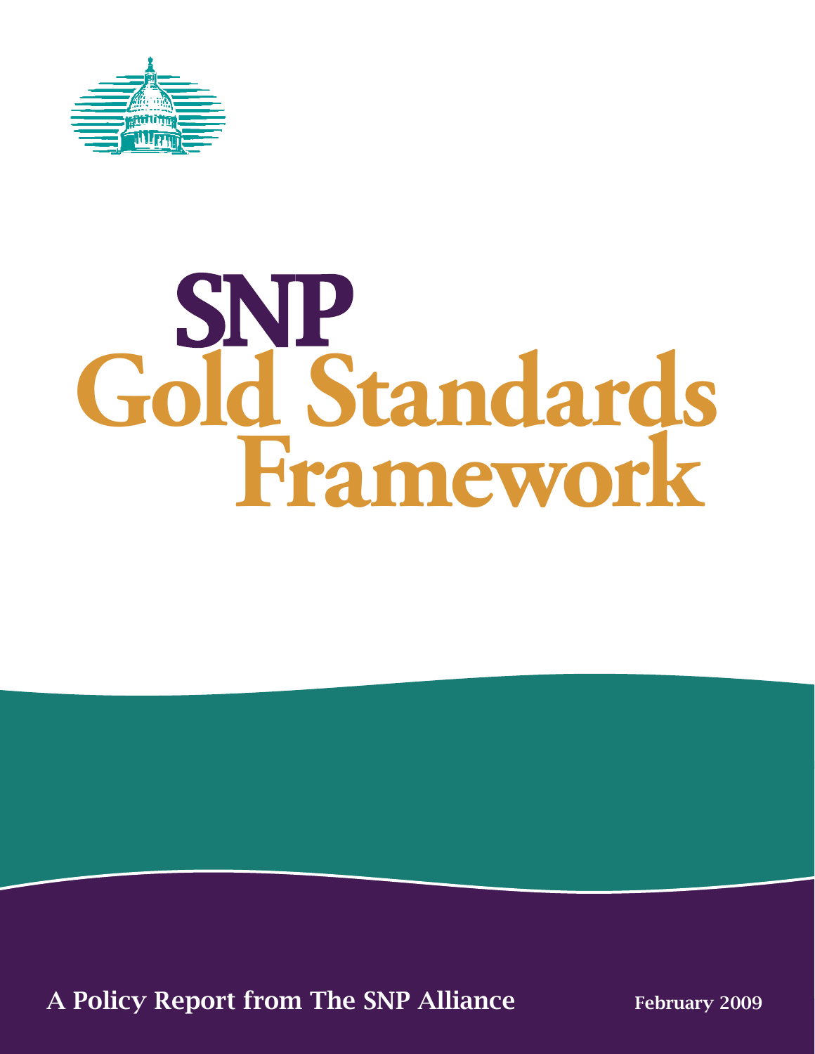# SNP Gold Standards Framework

A Policy Report from The SNP Alliance

February 2009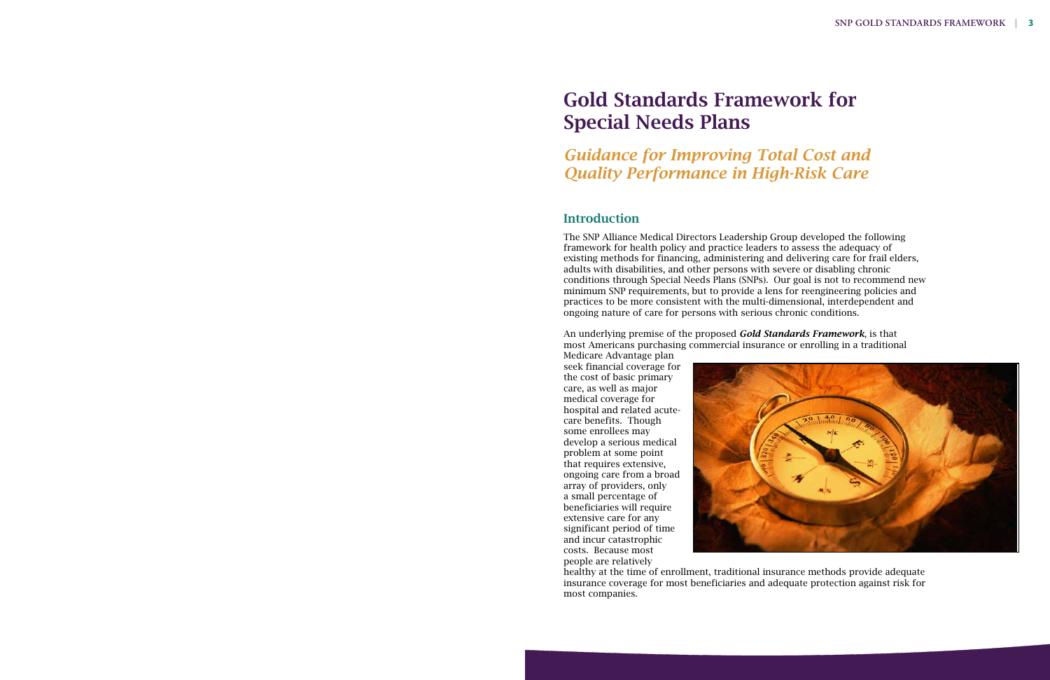# Gold Standards Framework for Special Needs Plans

## *Guidance for Improving Total Cost and Quality Performance in High-Risk Care*

### Introduction

The SNP Alliance Medical Directors Leadership Group developed the following framework for health policy and practice leaders to assess the adequacy of existing methods for financing, administering and delivering care for frail elders, adults with disabilities, and other persons with severe or disabling chronic conditions through Special Needs Plans (SNPs). Our goal is not to recommend new minimum SNP requirements, but to provide a lens for reengineering policies and practices to be more consistent with the multi-dimensional, interdependent and ongoing nature of care for persons with serious chronic conditions.

An underlying premise of the proposed ***Gold Standards Framework***, is that most Americans purchasing commercial insurance or enrolling in a traditional Medicare Advantage plan seek financial coverage for the cost of basic primary care, as well as major medical coverage for hospital and related acute-care benefits. Though some enrollees may develop a serious medical problem at some point that requires extensive, ongoing care from a broad array of providers, only a small percentage of beneficiaries will require extensive care for any significant period of time and incur catastrophic costs. Because most people are relatively healthy at the time of enrollment, traditional insurance methods provide adequate insurance coverage for most beneficiaries and adequate protection against risk for most companies.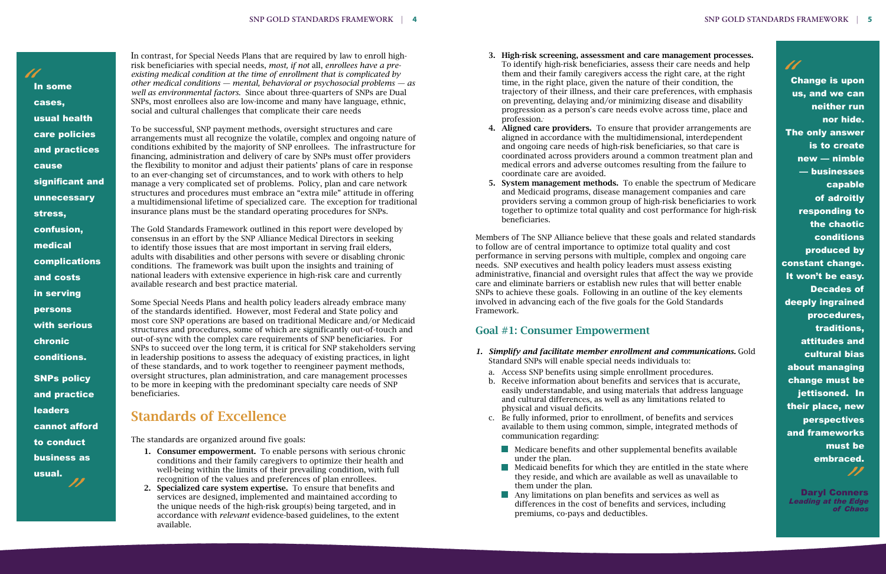> In some cases, usual health care policies and practices cause significant and unnecessary stress, confusion, medical complications and costs in serving persons with serious chronic conditions.
>
> SNPs policy and practice leaders cannot afford to conduct business as usual.

In contrast, for Special Needs Plans that are required by law to enroll high-risk beneficiaries with special needs, *most, if not* all, *enrollees have a pre-existing medical condition at the time of enrollment that is complicated by other medical conditions — mental, behavioral or psychosocial problems — as well as environmental factors.* Since about three-quarters of SNPs are Dual SNPs, most enrollees also are low-income and many have language, ethnic, social and cultural challenges that complicate their care needs

To be successful, SNP payment methods, oversight structures and care arrangements must all recognize the volatile, complex and ongoing nature of conditions exhibited by the majority of SNP enrollees. The infrastructure for financing, administration and delivery of care by SNPs must offer providers the flexibility to monitor and adjust their patients' plans of care in response to an ever-changing set of circumstances, and to work with others to help manage a very complicated set of problems. Policy, plan and care network structures and procedures must embrace an "extra mile" attitude in offering a multidimensional lifetime of specialized care. The exception for traditional insurance plans must be the standard operating procedures for SNPs.

The Gold Standards Framework outlined in this report were developed by consensus in an effort by the SNP Alliance Medical Directors in seeking to identify those issues that are most important in serving frail elders, adults with disabilities and other persons with severe or disabling chronic conditions. The framework was built upon the insights and training of national leaders with extensive experience in high-risk care and currently available research and best practice material.

Some Special Needs Plans and health policy leaders already embrace many of the standards identified. However, most Federal and State policy and most core SNP operations are based on traditional Medicare and/or Medicaid structures and procedures, some of which are significantly out-of-touch and out-of-sync with the complex care requirements of SNP beneficiaries. For SNPs to succeed over the long term, it is critical for SNP stakeholders serving in leadership positions to assess the adequacy of existing practices, in light of these standards, and to work together to reengineer payment methods, oversight structures, plan administration, and care management processes to be more in keeping with the predominant specialty care needs of SNP beneficiaries.

## Standards of Excellence

The standards are organized around five goals:

1. **Consumer empowerment.** To enable persons with serious chronic conditions and their family caregivers to optimize their health and well-being within the limits of their prevailing condition, with full recognition of the values and preferences of plan enrollees.
2. **Specialized care system expertise.** To ensure that benefits and services are designed, implemented and maintained according to the unique needs of the high-risk group(s) being targeted, and in accordance with *relevant* evidence-based guidelines, to the extent available.
3. **High-risk screening, assessment and care management processes.** To identify high-risk beneficiaries, assess their care needs and help them and their family caregivers access the right care, at the right time, in the right place, given the nature of their condition, the trajectory of their illness, and their care preferences, with emphasis on preventing, delaying and/or minimizing disease and disability progression as a person's care needs evolve across time, place and profession.
4. **Aligned care providers.** To ensure that provider arrangements are aligned in accordance with the multidimensional, interdependent and ongoing care needs of high-risk beneficiaries, so that care is coordinated across providers around a common treatment plan and medical errors and adverse outcomes resulting from the failure to coordinate care are avoided.
5. **System management methods.** To enable the spectrum of Medicare and Medicaid programs, disease management companies and care providers serving a common group of high-risk beneficiaries to work together to optimize total quality and cost performance for high-risk beneficiaries.

Members of The SNP Alliance believe that these goals and related standards to follow are of central importance to optimize total quality and cost performance in serving persons with multiple, complex and ongoing care needs. SNP executives and health policy leaders must assess existing administrative, financial and oversight rules that affect the way we provide care and eliminate barriers or establish new rules that will better enable SNPs to achieve these goals. Following in an outline of the key elements involved in advancing each of the five goals for the Gold Standards Framework.

### Goal #1: Consumer Empowerment

1. ***Simplify and facilitate member enrollment and communications.*** Gold Standard SNPs will enable special needs individuals to:
   a. Access SNP benefits using simple enrollment procedures.
   b. Receive information about benefits and services that is accurate, easily understandable, and using materials that address language and cultural differences, as well as any limitations related to physical and visual deficits.
   c. Be fully informed, prior to enrollment, of benefits and services available to them using common, simple, integrated methods of communication regarding:
      - Medicare benefits and other supplemental benefits available under the plan.
      - Medicaid benefits for which they are entitled in the state where they reside, and which are available as well as unavailable to them under the plan.
      - Any limitations on plan benefits and services as well as differences in the cost of benefits and services, including premiums, co-pays and deductibles.

> Change is upon us, and we can neither run nor hide. The only answer is to create new — nimble — businesses capable of adroitly responding to the chaotic conditions produced by constant change. It won't be easy. Decades of deeply ingrained procedures, traditions, attitudes and cultural bias about managing change must be jettisoned. In their place, new perspectives and frameworks must be embraced.
>
> **Daryl Conners**
> ***Leading at the Edge of Chaos***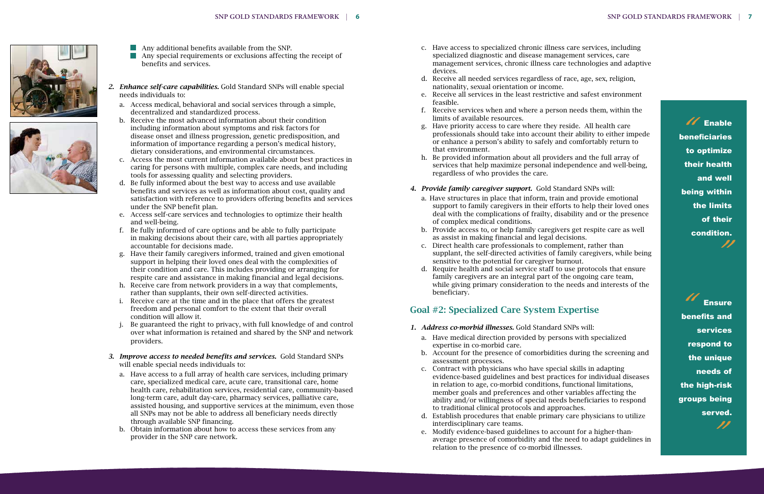- Any additional benefits available from the SNP.
- Any special requirements or exclusions affecting the receipt of benefits and services.

2. ***Enhance self-care capabilities.*** Gold Standard SNPs will enable special needs individuals to:
   a. Access medical, behavioral and social services through a simple, decentralized and standardized process.
   b. Receive the most advanced information about their condition including information about symptoms and risk factors for disease onset and illness progression, genetic predisposition, and information of importance regarding a person's medical history, dietary considerations, and environmental circumstances.
   c. Access the most current information available about best practices in caring for persons with multiple, complex care needs, and including tools for assessing quality and selecting providers.
   d. Be fully informed about the best way to access and use available benefits and services as well as information about cost, quality and satisfaction with reference to providers offering benefits and services under the SNP benefit plan.
   e. Access self-care services and technologies to optimize their health and well-being.
   f. Be fully informed of care options and be able to fully participate in making decisions about their care, with all parties appropriately accountable for decisions made.
   g. Have their family caregivers informed, trained and given emotional support in helping their loved ones deal with the complexities of their condition and care. This includes providing or arranging for respite care and assistance in making financial and legal decisions.
   h. Receive care from network providers in a way that complements, rather than supplants, their own self-directed activities.
   i. Receive care at the time and in the place that offers the greatest freedom and personal comfort to the extent that their overall condition will allow it.
   j. Be guaranteed the right to privacy, with full knowledge of and control over what information is retained and shared by the SNP and network providers.

3. ***Improve access to needed benefits and services.*** Gold Standard SNPs will enable special needs individuals to:
   a. Have access to a full array of health care services, including primary care, specialized medical care, acute care, transitional care, home health care, rehabilitation services, residential care, community-based long-term care, adult day-care, pharmacy services, palliative care, assisted housing, and supportive services at the minimum, even those all SNPs may not be able to address all beneficiary needs directly through available SNP financing.
   b. Obtain information about how to access these services from any provider in the SNP care network.
   c. Have access to specialized chronic illness care services, including specialized diagnostic and disease management services, care management services, chronic illness care technologies and adaptive devices.
   d. Receive all needed services regardless of race, age, sex, religion, nationality, sexual orientation or income.
   e. Receive all services in the least restrictive and safest environment feasible.
   f. Receive services when and where a person needs them, within the limits of available resources.
   g. Have priority access to care where they reside. All health care professionals should take into account their ability to either impede or enhance a person's ability to safely and comfortably return to that environment.
   h. Be provided information about all providers and the full array of services that help maximize personal independence and well-being, regardless of who provides the care.

4. ***Provide family caregiver support.*** Gold Standard SNPs will:
   a. Have structures in place that inform, train and provide emotional support to family caregivers in their efforts to help their loved ones deal with the complications of frailty, disability and or the presence of complex medical conditions.
   b. Provide access to, or help family caregivers get respite care as well as assist in making financial and legal decisions.
   c. Direct health care professionals to complement, rather than supplant, the self-directed activities of family caregivers, while being sensitive to the potential for caregiver burnout.
   d. Require health and social service staff to use protocols that ensure family caregivers are an integral part of the ongoing care team, while giving primary consideration to the needs and interests of the beneficiary.

> "Enable beneficiaries to optimize their health and well being within the limits of their condition."

## Goal #2: Specialized Care System Expertise

1. ***Address co-morbid illnesses.*** Gold Standard SNPs will:
   a. Have medical direction provided by persons with specialized expertise in co-morbid care.
   b. Account for the presence of comorbidities during the screening and assessment processes.
   c. Contract with physicians who have special skills in adapting evidence-based guidelines and best practices for individual diseases in relation to age, co-morbid conditions, functional limitations, member goals and preferences and other variables affecting the ability and/or willingness of special needs beneficiaries to respond to traditional clinical protocols and approaches.
   d. Establish procedures that enable primary care physicians to utilize interdisciplinary care teams.
   e. Modify evidence-based guidelines to account for a higher-than-average presence of comorbidity and the need to adapt guidelines in relation to the presence of co-morbid illnesses.

> "Ensure benefits and services respond to the unique needs of the high-risk groups being served."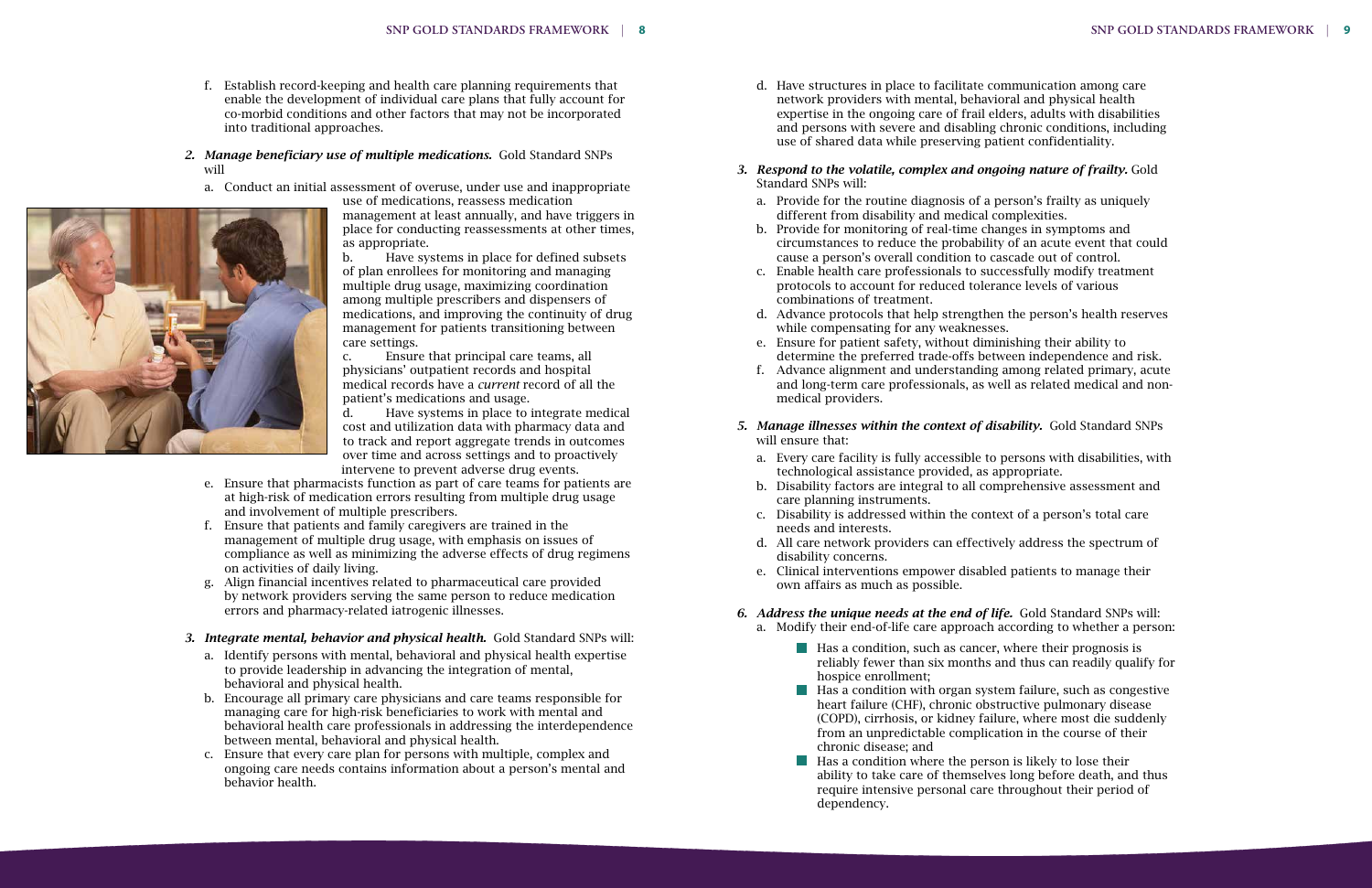f. Establish record-keeping and health care planning requirements that enable the development of individual care plans that fully account for co-morbid conditions and other factors that may not be incorporated into traditional approaches.

2. ***Manage beneficiary use of multiple medications.*** Gold Standard SNPs will

   a. Conduct an initial assessment of overuse, under use and inappropriate use of medications, reassess medication management at least annually, and have triggers in place for conducting reassessments at other times, as appropriate.

   b. Have systems in place for defined subsets of plan enrollees for monitoring and managing multiple drug usage, maximizing coordination among multiple prescribers and dispensers of medications, and improving the continuity of drug management for patients transitioning between care settings.

   c. Ensure that principal care teams, all physicians' outpatient records and hospital medical records have a *current* record of all the patient's medications and usage.

   d. Have systems in place to integrate medical cost and utilization data with pharmacy data and to track and report aggregate trends in outcomes over time and across settings and to proactively intervene to prevent adverse drug events.

   e. Ensure that pharmacists function as part of care teams for patients are at high-risk of medication errors resulting from multiple drug usage and involvement of multiple prescribers.

   f. Ensure that patients and family caregivers are trained in the management of multiple drug usage, with emphasis on issues of compliance as well as minimizing the adverse effects of drug regimens on activities of daily living.

   g. Align financial incentives related to pharmaceutical care provided by network providers serving the same person to reduce medication errors and pharmacy-related iatrogenic illnesses.

3. ***Integrate mental, behavior and physical health.*** Gold Standard SNPs will:

   a. Identify persons with mental, behavioral and physical health expertise to provide leadership in advancing the integration of mental, behavioral and physical health.

   b. Encourage all primary care physicians and care teams responsible for managing care for high-risk beneficiaries to work with mental and behavioral health care professionals in addressing the interdependence between mental, behavioral and physical health.

   c. Ensure that every care plan for persons with multiple, complex and ongoing care needs contains information about a person's mental and behavior health.

   d. Have structures in place to facilitate communication among care network providers with mental, behavioral and physical health expertise in the ongoing care of frail elders, adults with disabilities and persons with severe and disabling chronic conditions, including use of shared data while preserving patient confidentiality.

3. ***Respond to the volatile, complex and ongoing nature of frailty.*** Gold Standard SNPs will:

   a. Provide for the routine diagnosis of a person's frailty as uniquely different from disability and medical complexities.

   b. Provide for monitoring of real-time changes in symptoms and circumstances to reduce the probability of an acute event that could cause a person's overall condition to cascade out of control.

   c. Enable health care professionals to successfully modify treatment protocols to account for reduced tolerance levels of various combinations of treatment.

   d. Advance protocols that help strengthen the person's health reserves while compensating for any weaknesses.

   e. Ensure for patient safety, without diminishing their ability to determine the preferred trade-offs between independence and risk.

   f. Advance alignment and understanding among related primary, acute and long-term care professionals, as well as related medical and non-medical providers.

5. ***Manage illnesses within the context of disability.*** Gold Standard SNPs will ensure that:

   a. Every care facility is fully accessible to persons with disabilities, with technological assistance provided, as appropriate.

   b. Disability factors are integral to all comprehensive assessment and care planning instruments.

   c. Disability is addressed within the context of a person's total care needs and interests.

   d. All care network providers can effectively address the spectrum of disability concerns.

   e. Clinical interventions empower disabled patients to manage their own affairs as much as possible.

6. ***Address the unique needs at the end of life.*** Gold Standard SNPs will:

   a. Modify their end-of-life care approach according to whether a person:

      - Has a condition, such as cancer, where their prognosis is reliably fewer than six months and thus can readily qualify for hospice enrollment;
      - Has a condition with organ system failure, such as congestive heart failure (CHF), chronic obstructive pulmonary disease (COPD), cirrhosis, or kidney failure, where most die suddenly from an unpredictable complication in the course of their chronic disease; and
      - Has a condition where the person is likely to lose their ability to take care of themselves long before death, and thus require intensive personal care throughout their period of dependency.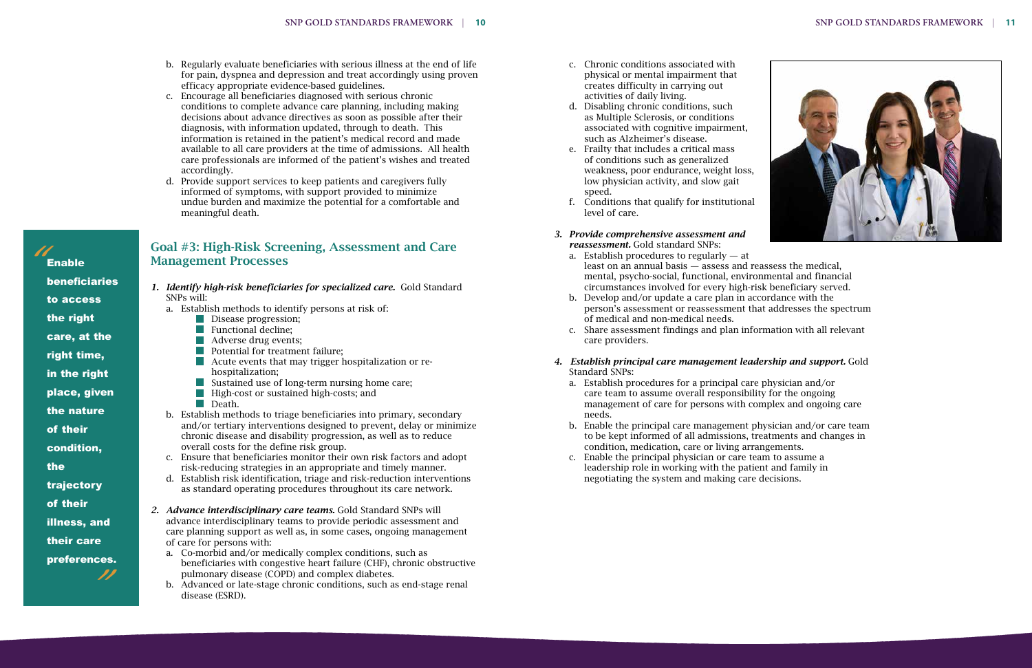b. Regularly evaluate beneficiaries with serious illness at the end of life for pain, dyspnea and depression and treat accordingly using proven efficacy appropriate evidence-based guidelines.
c. Encourage all beneficiaries diagnosed with serious chronic conditions to complete advance care planning, including making decisions about advance directives as soon as possible after their diagnosis, with information updated, through to death. This information is retained in the patient's medical record and made available to all care providers at the time of admissions. All health care professionals are informed of the patient's wishes and treated accordingly.
d. Provide support services to keep patients and caregivers fully informed of symptoms, with support provided to minimize undue burden and maximize the potential for a comfortable and meaningful death.

**"Enable beneficiaries to access the right care, at the right time, in the right place, given the nature of their condition, the trajectory of their illness, and their care preferences."**

## Goal #3: High-Risk Screening, Assessment and Care Management Processes

1. ***Identify high-risk beneficiaries for specialized care.*** Gold Standard SNPs will:
   a. Establish methods to identify persons at risk of:
      - Disease progression;
      - Functional decline;
      - Adverse drug events;
      - Potential for treatment failure;
      - Acute events that may trigger hospitalization or re-hospitalization;
      - Sustained use of long-term nursing home care;
      - High-cost or sustained high-costs; and
      - Death.

   b. Establish methods to triage beneficiaries into primary, secondary and/or tertiary interventions designed to prevent, delay or minimize chronic disease and disability progression, as well as to reduce overall costs for the define risk group.
   c. Ensure that beneficiaries monitor their own risk factors and adopt risk-reducing strategies in an appropriate and timely manner.
   d. Establish risk identification, triage and risk-reduction interventions as standard operating procedures throughout its care network.

2. ***Advance interdisciplinary care teams.*** Gold Standard SNPs will advance interdisciplinary teams to provide periodic assessment and care planning support as well as, in some cases, ongoing management of care for persons with:
   a. Co-morbid and/or medically complex conditions, such as beneficiaries with congestive heart failure (CHF), chronic obstructive pulmonary disease (COPD) and complex diabetes.
   b. Advanced or late-stage chronic conditions, such as end-stage renal disease (ESRD).
   c. Chronic conditions associated with physical or mental impairment that creates difficulty in carrying out activities of daily living.
   d. Disabling chronic conditions, such as Multiple Sclerosis, or conditions associated with cognitive impairment, such as Alzheimer's disease.
   e. Frailty that includes a critical mass of conditions such as generalized weakness, poor endurance, weight loss, low physician activity, and slow gait speed.
   f. Conditions that qualify for institutional level of care.

3. ***Provide comprehensive assessment and reassessment.*** Gold standard SNPs:
   a. Establish procedures to regularly — at least on an annual basis — assess and reassess the medical, mental, psycho-social, functional, environmental and financial circumstances involved for every high-risk beneficiary served.
   b. Develop and/or update a care plan in accordance with the person's assessment or reassessment that addresses the spectrum of medical and non-medical needs.
   c. Share assessment findings and plan information with all relevant care providers.

4. ***Establish principal care management leadership and support.*** Gold Standard SNPs:
   a. Establish procedures for a principal care physician and/or care team to assume overall responsibility for the ongoing management of care for persons with complex and ongoing care needs.
   b. Enable the principal care management physician and/or care team to be kept informed of all admissions, treatments and changes in condition, medication, care or living arrangements.
   c. Enable the principal physician or care team to assume a leadership role in working with the patient and family in negotiating the system and making care decisions.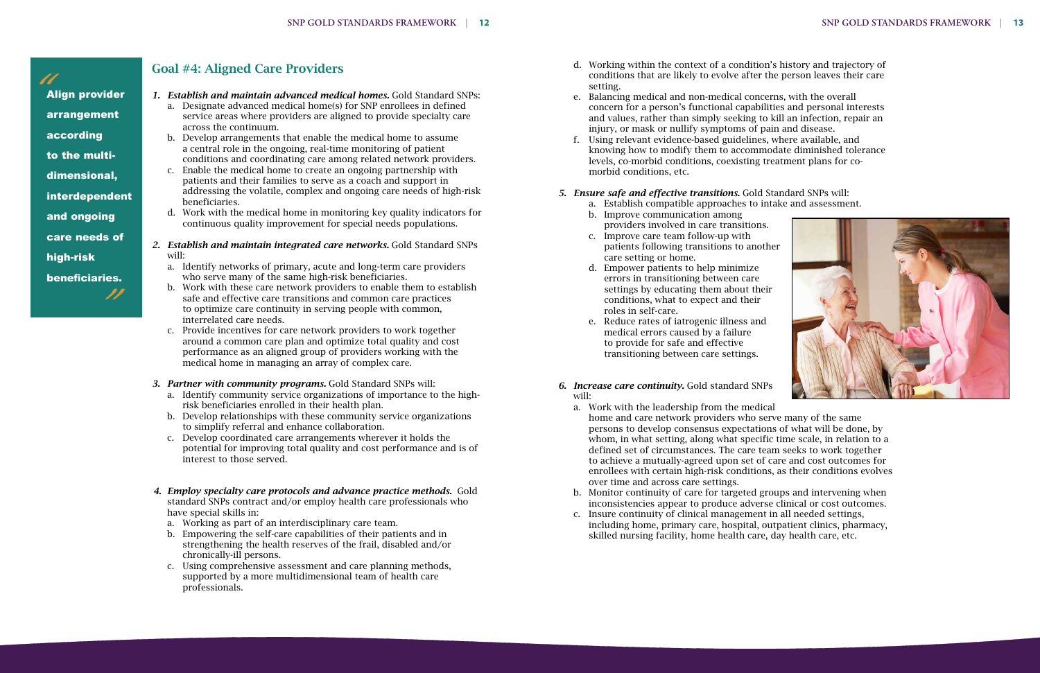> Align provider arrangement according to the multi-dimensional, interdependent and ongoing care needs of high-risk beneficiaries.

## Goal #4: Aligned Care Providers

1. ***Establish and maintain advanced medical homes.*** Gold Standard SNPs:
   a. Designate advanced medical home(s) for SNP enrollees in defined service areas where providers are aligned to provide specialty care across the continuum.
   b. Develop arrangements that enable the medical home to assume a central role in the ongoing, real-time monitoring of patient conditions and coordinating care among related network providers.
   c. Enable the medical home to create an ongoing partnership with patients and their families to serve as a coach and support in addressing the volatile, complex and ongoing care needs of high-risk beneficiaries.
   d. Work with the medical home in monitoring key quality indicators for continuous quality improvement for special needs populations.

2. ***Establish and maintain integrated care networks.*** Gold Standard SNPs will:
   a. Identify networks of primary, acute and long-term care providers who serve many of the same high-risk beneficiaries.
   b. Work with these care network providers to enable them to establish safe and effective care transitions and common care practices to optimize care continuity in serving people with common, interrelated care needs.
   c. Provide incentives for care network providers to work together around a common care plan and optimize total quality and cost performance as an aligned group of providers working with the medical home in managing an array of complex care.

3. ***Partner with community programs.*** Gold Standard SNPs will:
   a. Identify community service organizations of importance to the high-risk beneficiaries enrolled in their health plan.
   b. Develop relationships with these community service organizations to simplify referral and enhance collaboration.
   c. Develop coordinated care arrangements wherever it holds the potential for improving total quality and cost performance and is of interest to those served.

4. ***Employ specialty care protocols and advance practice methods.*** Gold standard SNPs contract and/or employ health care professionals who have special skills in:
   a. Working as part of an interdisciplinary care team.
   b. Empowering the self-care capabilities of their patients and in strengthening the health reserves of the frail, disabled and/or chronically-ill persons.
   c. Using comprehensive assessment and care planning methods, supported by a more multidimensional team of health care professionals.
   d. Working within the context of a condition's history and trajectory of conditions that are likely to evolve after the person leaves their care setting.
   e. Balancing medical and non-medical concerns, with the overall concern for a person's functional capabilities and personal interests and values, rather than simply seeking to kill an infection, repair an injury, or mask or nullify symptoms of pain and disease.
   f. Using relevant evidence-based guidelines, where available, and knowing how to modify them to accommodate diminished tolerance levels, co-morbid conditions, coexisting treatment plans for co-morbid conditions, etc.

5. ***Ensure safe and effective transitions.*** Gold Standard SNPs will:
   a. Establish compatible approaches to intake and assessment.
   b. Improve communication among providers involved in care transitions.
   c. Improve care team follow-up with patients following transitions to another care setting or home.
   d. Empower patients to help minimize errors in transitioning between care settings by educating them about their conditions, what to expect and their roles in self-care.
   e. Reduce rates of iatrogenic illness and medical errors caused by a failure to provide for safe and effective transitioning between care settings.

6. ***Increase care continuity.*** Gold standard SNPs will:
   a. Work with the leadership from the medical home and care network providers who serve many of the same persons to develop consensus expectations of what will be done, by whom, in what setting, along what specific time scale, in relation to a defined set of circumstances. The care team seeks to work together to achieve a mutually-agreed upon set of care and cost outcomes for enrollees with certain high-risk conditions, as their conditions evolves over time and across care settings.
   b. Monitor continuity of care for targeted groups and intervening when inconsistencies appear to produce adverse clinical or cost outcomes.
   c. Insure continuity of clinical management in all needed settings, including home, primary care, hospital, outpatient clinics, pharmacy, skilled nursing facility, home health care, day health care, etc.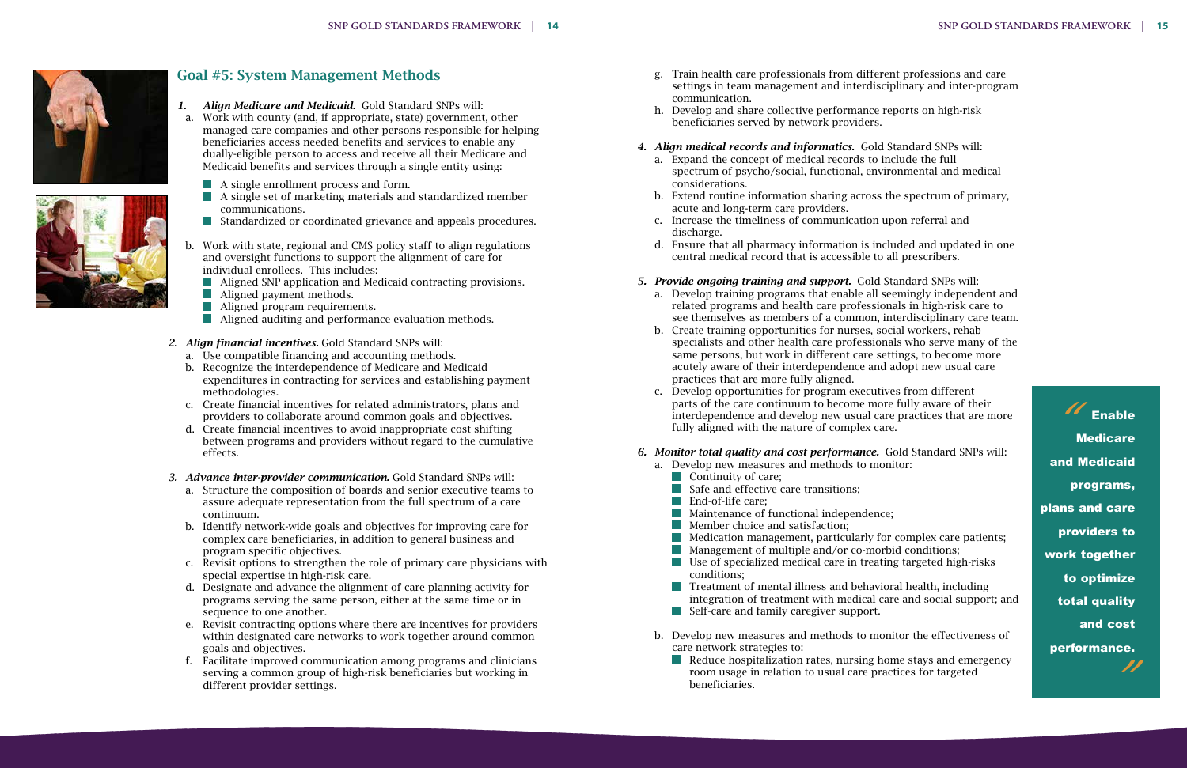## Goal #5: System Management Methods

1. ***Align Medicare and Medicaid.*** Gold Standard SNPs will:
   a. Work with county (and, if appropriate, state) government, other managed care companies and other persons responsible for helping beneficiaries access needed benefits and services to enable any dually-eligible person to access and receive all their Medicare and Medicaid benefits and services through a single entity using:
      - A single enrollment process and form.
      - A single set of marketing materials and standardized member communications.
      - Standardized or coordinated grievance and appeals procedures.

   b. Work with state, regional and CMS policy staff to align regulations and oversight functions to support the alignment of care for individual enrollees. This includes:
      - Aligned SNP application and Medicaid contracting provisions.
      - Aligned payment methods.
      - Aligned program requirements.
      - Aligned auditing and performance evaluation methods.

2. ***Align financial incentives.*** Gold Standard SNPs will:
   a. Use compatible financing and accounting methods.
   b. Recognize the interdependence of Medicare and Medicaid expenditures in contracting for services and establishing payment methodologies.
   c. Create financial incentives for related administrators, plans and providers to collaborate around common goals and objectives.
   d. Create financial incentives to avoid inappropriate cost shifting between programs and providers without regard to the cumulative effects.

3. ***Advance inter-provider communication.*** Gold Standard SNPs will:
   a. Structure the composition of boards and senior executive teams to assure adequate representation from the full spectrum of a care continuum.
   b. Identify network-wide goals and objectives for improving care for complex care beneficiaries, in addition to general business and program specific objectives.
   c. Revisit options to strengthen the role of primary care physicians with special expertise in high-risk care.
   d. Designate and advance the alignment of care planning activity for programs serving the same person, either at the same time or in sequence to one another.
   e. Revisit contracting options where there are incentives for providers within designated care networks to work together around common goals and objectives.
   f. Facilitate improved communication among programs and clinicians serving a common group of high-risk beneficiaries but working in different provider settings.
   g. Train health care professionals from different professions and care settings in team management and interdisciplinary and inter-program communication.
   h. Develop and share collective performance reports on high-risk beneficiaries served by network providers.

4. ***Align medical records and informatics.*** Gold Standard SNPs will:
   a. Expand the concept of medical records to include the full spectrum of psycho/social, functional, environmental and medical considerations.
   b. Extend routine information sharing across the spectrum of primary, acute and long-term care providers.
   c. Increase the timeliness of communication upon referral and discharge.
   d. Ensure that all pharmacy information is included and updated in one central medical record that is accessible to all prescribers.

5. ***Provide ongoing training and support.*** Gold Standard SNPs will:
   a. Develop training programs that enable all seemingly independent and related programs and health care professionals in high-risk care to see themselves as members of a common, interdisciplinary care team.
   b. Create training opportunities for nurses, social workers, rehab specialists and other health care professionals who serve many of the same persons, but work in different care settings, to become more acutely aware of their interdependence and adopt new usual care practices that are more fully aligned.
   c. Develop opportunities for program executives from different parts of the care continuum to become more fully aware of their interdependence and develop new usual care practices that are more fully aligned with the nature of complex care.

6. ***Monitor total quality and cost performance.*** Gold Standard SNPs will:
   a. Develop new measures and methods to monitor:
      - Continuity of care;
      - Safe and effective care transitions;
      - End-of-life care;
      - Maintenance of functional independence;
      - Member choice and satisfaction;
      - Medication management, particularly for complex care patients;
      - Management of multiple and/or co-morbid conditions;
      - Use of specialized medical care in treating targeted high-risks conditions;
      - Treatment of mental illness and behavioral health, including integration of treatment with medical care and social support; and
      - Self-care and family caregiver support.

   b. Develop new measures and methods to monitor the effectiveness of care network strategies to:
      - Reduce hospitalization rates, nursing home stays and emergency room usage in relation to usual care practices for targeted beneficiaries.

> "Enable Medicare and Medicaid programs, plans and care providers to work together to optimize total quality and cost performance."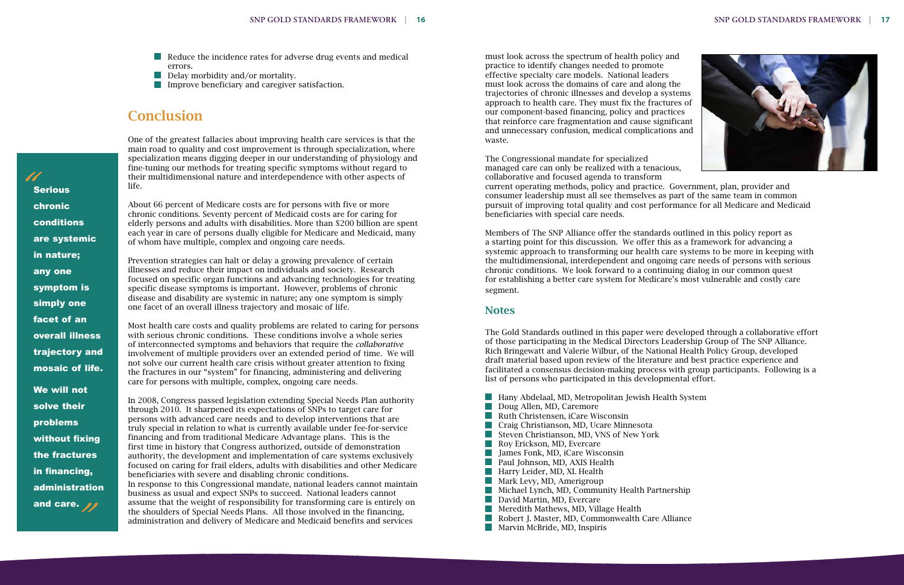- Reduce the incidence rates for adverse drug events and medical errors.
- Delay morbidity and/or mortality.
- Improve beneficiary and caregiver satisfaction.

## Conclusion

One of the greatest fallacies about improving health care services is that the main road to quality and cost improvement is through specialization, where specialization means digging deeper in our understanding of physiology and fine-tuning our methods for treating specific symptoms without regard to their multidimensional nature and interdependence with other aspects of life.

About 66 percent of Medicare costs are for persons with five or more chronic conditions. Seventy percent of Medicaid costs are for caring for elderly persons and adults with disabilities. More than $200 billion are spent each year in care of persons dually eligible for Medicare and Medicaid, many of whom have multiple, complex and ongoing care needs.

Prevention strategies can halt or delay a growing prevalence of certain illnesses and reduce their impact on individuals and society. Research focused on specific organ functions and advancing technologies for treating specific disease symptoms is important. However, problems of chronic disease and disability are systemic in nature; any one symptom is simply one facet of an overall illness trajectory and mosaic of life.

**"Serious chronic conditions are systemic in nature; any one symptom is simply one facet of an overall illness trajectory and mosaic of life. We will not solve their problems without fixing the fractures in financing, administration and care."**

Most health care costs and quality problems are related to caring for persons with serious chronic conditions. These conditions involve a whole series of interconnected symptoms and behaviors that require the *collaborative* involvement of multiple providers over an extended period of time. We will not solve our current health care crisis without greater attention to fixing the fractures in our "system" for financing, administering and delivering care for persons with multiple, complex, ongoing care needs.

In 2008, Congress passed legislation extending Special Needs Plan authority through 2010. It sharpened its expectations of SNPs to target care for persons with advanced care needs and to develop interventions that are truly special in relation to what is currently available under fee-for-service financing and from traditional Medicare Advantage plans. This is the first time in history that Congress authorized, outside of demonstration authority, the development and implementation of care systems exclusively focused on caring for frail elders, adults with disabilities and other Medicare beneficiaries with severe and disabling chronic conditions.

In response to this Congressional mandate, national leaders cannot maintain business as usual and expect SNPs to succeed. National leaders cannot assume that the weight of responsibility for transforming care is entirely on the shoulders of Special Needs Plans. All those involved in the financing, administration and delivery of Medicare and Medicaid benefits and services must look across the spectrum of health policy and practice to identify changes needed to promote effective specialty care models. National leaders must look across the domains of care and along the trajectories of chronic illnesses and develop a systems approach to health care. They must fix the fractures of our component-based financing, policy and practices that reinforce care fragmentation and cause significant and unnecessary confusion, medical complications and waste.

The Congressional mandate for specialized managed care can only be realized with a tenacious, collaborative and focused agenda to transform current operating methods, policy and practice. Government, plan, provider and consumer leadership must all see themselves as part of the same team in common pursuit of improving total quality and cost performance for all Medicare and Medicaid beneficiaries with special care needs.

Members of The SNP Alliance offer the standards outlined in this policy report as a starting point for this discussion. We offer this as a framework for advancing a systemic approach to transforming our health care systems to be more in keeping with the multidimensional, interdependent and ongoing care needs of persons with serious chronic conditions. We look forward to a continuing dialog in our common quest for establishing a better care system for Medicare's most vulnerable and costly care segment.

### Notes

The Gold Standards outlined in this paper were developed through a collaborative effort of those participating in the Medical Directors Leadership Group of The SNP Alliance. Rich Bringewatt and Valerie Wilbur, of the National Health Policy Group, developed draft material based upon review of the literature and best practice experience and facilitated a consensus decision-making process with group participants. Following is a list of persons who participated in this developmental effort.

- Hany Abdelaal, MD, Metropolitan Jewish Health System
- Doug Allen, MD, Caremore
- Ruth Christensen, iCare Wisconsin
- Craig Christianson, MD, Ucare Minnesota
- Steven Christianson, MD, VNS of New York
- Roy Erickson, MD, Evercare
- James Fonk, MD, iCare Wisconsin
- Paul Johnson, MD, AXIS Health
- Harry Leider, MD, XL Health
- Mark Levy, MD, Amerigroup
- Michael Lynch, MD, Community Health Partnership
- David Martin, MD, Evercare
- Meredith Mathews, MD, Village Health
- Robert J. Master, MD, Commonwealth Care Alliance
- Marvin McBride, MD, Inspiris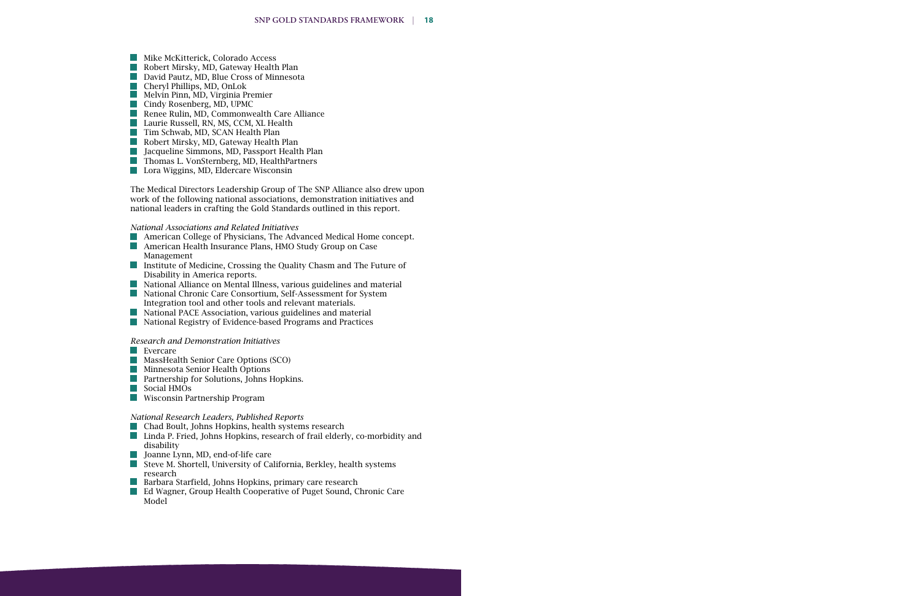- Mike McKitterick, Colorado Access
- Robert Mirsky, MD, Gateway Health Plan
- David Pautz, MD, Blue Cross of Minnesota
- Cheryl Phillips, MD, OnLok
- Melvin Pinn, MD, Virginia Premier
- Cindy Rosenberg, MD, UPMC
- Renee Rulin, MD, Commonwealth Care Alliance
- Laurie Russell, RN, MS, CCM, XL Health
- Tim Schwab, MD, SCAN Health Plan
- Robert Mirsky, MD, Gateway Health Plan
- Jacqueline Simmons, MD, Passport Health Plan
- Thomas L. VonSternberg, MD, HealthPartners
- Lora Wiggins, MD, Eldercare Wisconsin

The Medical Directors Leadership Group of The SNP Alliance also drew upon work of the following national associations, demonstration initiatives and national leaders in crafting the Gold Standards outlined in this report.

*National Associations and Related Initiatives*

- American College of Physicians, The Advanced Medical Home concept.
- American Health Insurance Plans, HMO Study Group on Case Management
- Institute of Medicine, Crossing the Quality Chasm and The Future of Disability in America reports.
- National Alliance on Mental Illness, various guidelines and material
- National Chronic Care Consortium, Self-Assessment for System Integration tool and other tools and relevant materials.
- National PACE Association, various guidelines and material
- National Registry of Evidence-based Programs and Practices

*Research and Demonstration Initiatives*

- Evercare
- MassHealth Senior Care Options (SCO)
- Minnesota Senior Health Options
- Partnership for Solutions, Johns Hopkins.
- Social HMOs
- Wisconsin Partnership Program

*National Research Leaders, Published Reports*

- Chad Boult, Johns Hopkins, health systems research
- Linda P. Fried, Johns Hopkins, research of frail elderly, co-morbidity and disability
- Joanne Lynn, MD, end-of-life care
- Steve M. Shortell, University of California, Berkley, health systems research
- Barbara Starfield, Johns Hopkins, primary care research
- Ed Wagner, Group Health Cooperative of Puget Sound, Chronic Care Model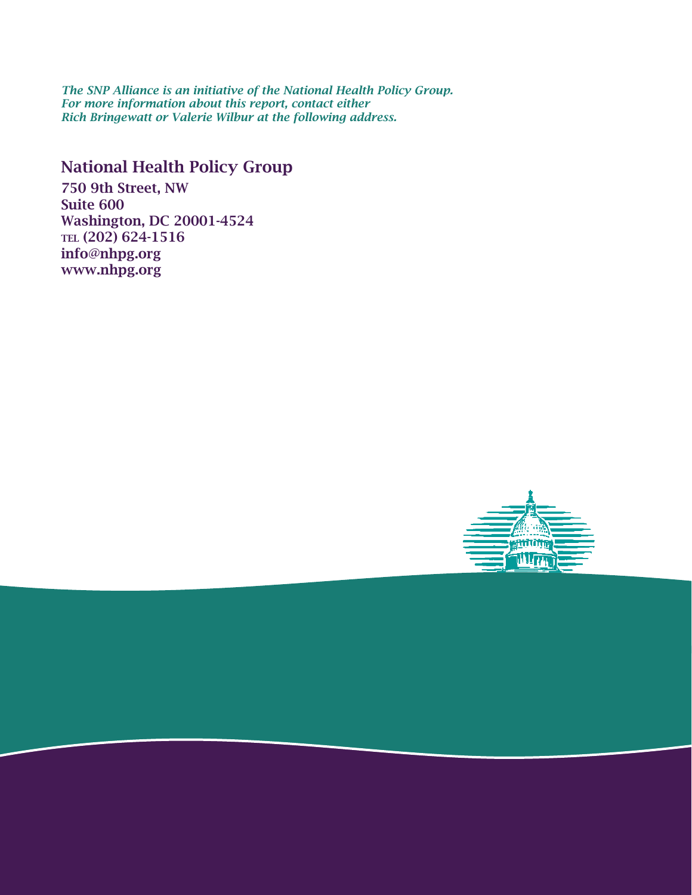*The SNP Alliance is an initiative of the National Health Policy Group.*
*For more information about this report, contact either*
*Rich Bringewatt or Valerie Wilbur at the following address.*

## National Health Policy Group

750 9th Street, NW
Suite 600
Washington, DC 20001-4524
TEL (202) 624-1516
info@nhpg.org
www.nhpg.org